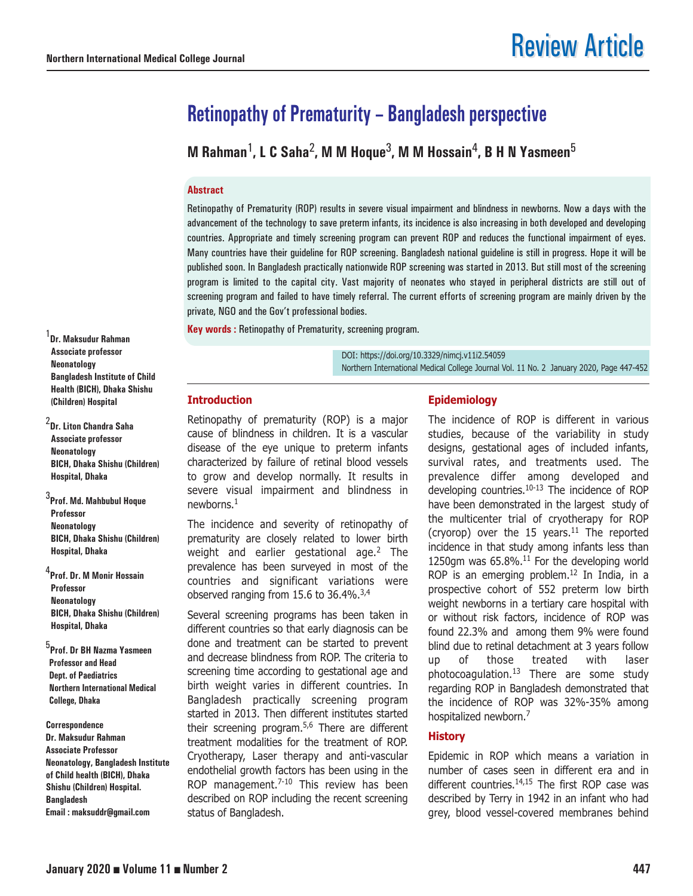# Retinopathy of Prematurity – Bangladesh perspective

**M Rahman[1], L C Saha[2], M M Hoque[3], M M Hossain[4], B H N Yasmeen[5]**

### Abstract

Retinopathy of Prematurity (ROP) results in severe visual impairment and blindness in newborns. Now a days with the advancement of the technology to save preterm infants, its incidence is also increasing in both developed and developing countries. Appropriate and timely screening program can prevent ROP and reduces the functional impairment of eyes. Many countries have their guideline for ROP screening. Bangladesh national guideline is still in progress. Hope it will be published soon. In Bangladesh practically nationwide ROP screening was started in 2013. But still most of the screening program is limited to the capital city. Vast majority of neonates who stayed in peripheral districts are still out of screening program and failed to have timely referral. The current efforts of screening program are mainly driven by the private, NGO and the Gov't professional bodies.

**Key words :** Retinopathy of Prematurity, screening program.

DOI: https://doi.org/10.3329/nimcj.v11i2.54059

[1]**Dr. Maksudur Rahman**
**Associate professor**
**Neonatology**
**Bangladesh Institute of Child Health (BICH), Dhaka Shishu (Children) Hospital**

[2]**Dr. Liton Chandra Saha**
**Associate professor**
**Neonatology**
**BICH, Dhaka Shishu (Children) Hospital, Dhaka**

[3]**Prof. Md. Mahbubul Hoque**
**Professor**
**Neonatology**
**BICH, Dhaka Shishu (Children) Hospital, Dhaka**

[4]**Prof. Dr. M Monir Hossain**
**Professor**
**Neonatology**
**BICH, Dhaka Shishu (Children) Hospital, Dhaka**

[5]**Prof. Dr BH Nazma Yasmeen**
**Professor and Head**
**Dept. of Paediatrics**
**Northern International Medical College, Dhaka**

**Correspondence**
**Dr. Maksudur Rahman**
**Associate Professor**
**Neonatology, Bangladesh Institute of Child health (BICH), Dhaka Shishu (Children) Hospital.**
**Bangladesh**
**Email : maksuddr@gmail.com**

## Introduction

Retinopathy of prematurity (ROP) is a major cause of blindness in children. It is a vascular disease of the eye unique to preterm infants characterized by failure of retinal blood vessels to grow and develop normally. It results in severe visual impairment and blindness in newborns.[1]

The incidence and severity of retinopathy of prematurity are closely related to lower birth weight and earlier gestational age.[2] The prevalence has been surveyed in most of the countries and significant variations were observed ranging from 15.6 to 36.4%.[3,4]

Several screening programs has been taken in different countries so that early diagnosis can be done and treatment can be started to prevent and decrease blindness from ROP. The criteria to screening time according to gestational age and birth weight varies in different countries. In Bangladesh practically screening program started in 2013. Then different institutes started their screening program.[5,6] There are different treatment modalities for the treatment of ROP. Cryotherapy, Laser therapy and anti-vascular endothelial growth factors has been using in the ROP management.[7-10] This review has been described on ROP including the recent screening status of Bangladesh.

## Epidemiology

The incidence of ROP is different in various studies, because of the variability in study designs, gestational ages of included infants, survival rates, and treatments used. The prevalence differ among developed and developing countries.[10-13] The incidence of ROP have been demonstrated in the largest study of the multicenter trial of cryotherapy for ROP (cryorop) over the 15 years.[11] The reported incidence in that study among infants less than 1250gm was 65.8%.[11] For the developing world ROP is an emerging problem.[12] In India, in a prospective cohort of 552 preterm low birth weight newborns in a tertiary care hospital with or without risk factors, incidence of ROP was found 22.3% and among them 9% were found blind due to retinal detachment at 3 years follow up of those treated with laser photocoagulation.[13] There are some study regarding ROP in Bangladesh demonstrated that the incidence of ROP was 32%-35% among hospitalized newborn.[7]

## History

Epidemic in ROP which means a variation in number of cases seen in different era and in different countries.[14,15] The first ROP case was described by Terry in 1942 in an infant who had grey, blood vessel-covered membranes behind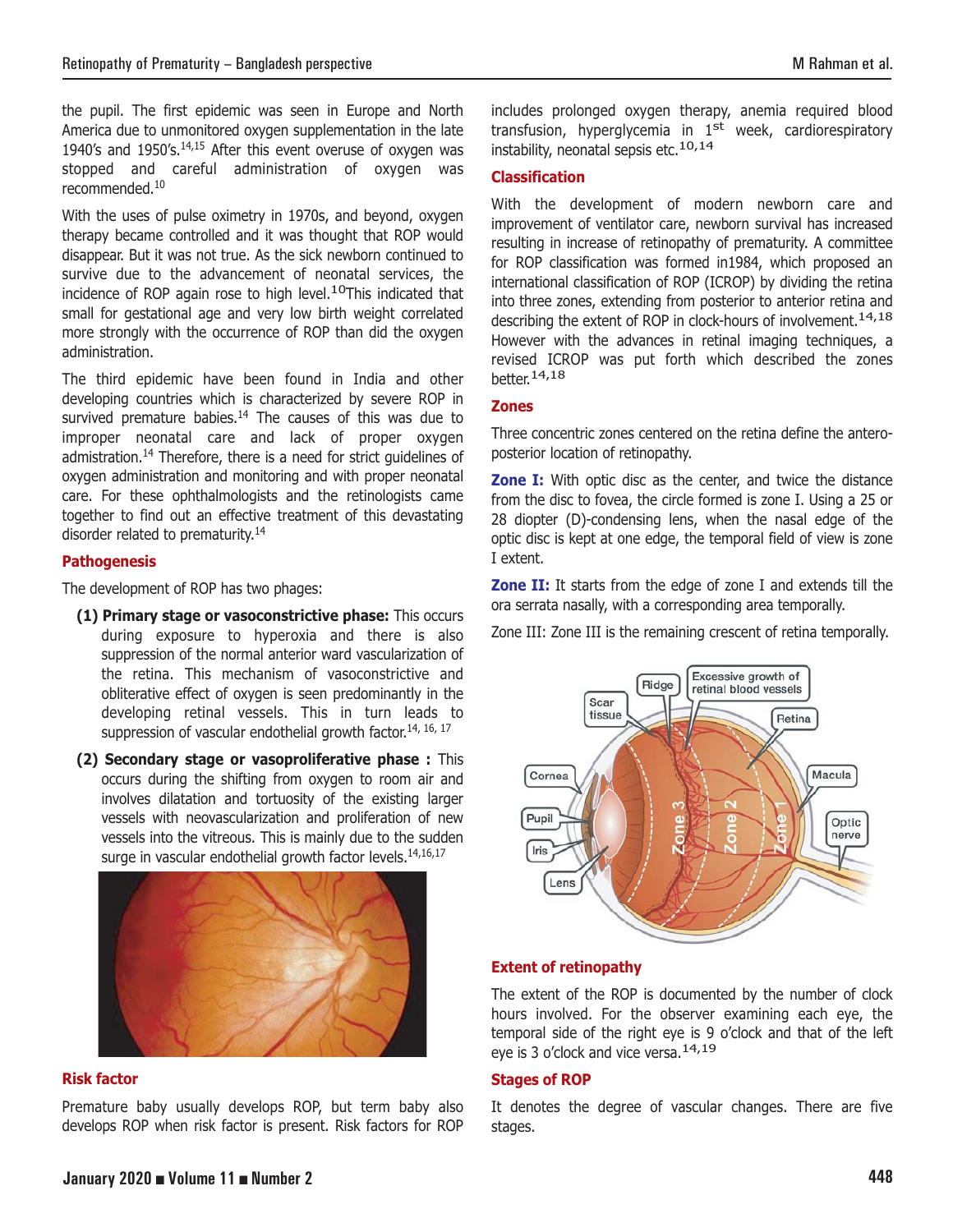the pupil. The first epidemic was seen in Europe and North America due to unmonitored oxygen supplementation in the late 1940's and 1950's.[14,15] After this event overuse of oxygen was stopped and careful administration of oxygen was recommended.[10]

With the uses of pulse oximetry in 1970s, and beyond, oxygen therapy became controlled and it was thought that ROP would disappear. But it was not true. As the sick newborn continued to survive due to the advancement of neonatal services, the incidence of ROP again rose to high level.[10]This indicated that small for gestational age and very low birth weight correlated more strongly with the occurrence of ROP than did the oxygen administration.

The third epidemic have been found in India and other developing countries which is characterized by severe ROP in survived premature babies.[14] The causes of this was due to improper neonatal care and lack of proper oxygen admistration.[14] Therefore, there is a need for strict guidelines of oxygen administration and monitoring and with proper neonatal care. For these ophthalmologists and the retinologists came together to find out an effective treatment of this devastating disorder related to prematurity.[14]

## Pathogenesis

The development of ROP has two phages:

**(1) Primary stage or vasoconstrictive phase:** This occurs during exposure to hyperoxia and there is also suppression of the normal anterior ward vascularization of the retina. This mechanism of vasoconstrictive and obliterative effect of oxygen is seen predominantly in the developing retinal vessels. This in turn leads to suppression of vascular endothelial growth factor.[14, 16, 17]

**(2) Secondary stage or vasoproliferative phase :** This occurs during the shifting from oxygen to room air and involves dilatation and tortuosity of the existing larger vessels with neovascularization and proliferation of new vessels into the vitreous. This is mainly due to the sudden surge in vascular endothelial growth factor levels.[14,16,17]

## Risk factor

Premature baby usually develops ROP, but term baby also develops ROP when risk factor is present. Risk factors for ROP includes prolonged oxygen therapy, anemia required blood transfusion, hyperglycemia in 1[st] week, cardiorespiratory instability, neonatal sepsis etc.[10,14]

## Classification

With the development of modern newborn care and improvement of ventilator care, newborn survival has increased resulting in increase of retinopathy of prematurity. A committee for ROP classification was formed in1984, which proposed an international classification of ROP (ICROP) by dividing the retina into three zones, extending from posterior to anterior retina and describing the extent of ROP in clock-hours of involvement.[14,18] However with the advances in retinal imaging techniques, a revised ICROP was put forth which described the zones better.[14,18]

## Zones

Three concentric zones centered on the retina define the antero-posterior location of retinopathy.

**Zone I:** With optic disc as the center, and twice the distance from the disc to fovea, the circle formed is zone I. Using a 25 or 28 diopter (D)-condensing lens, when the nasal edge of the optic disc is kept at one edge, the temporal field of view is zone I extent.

**Zone II:** It starts from the edge of zone I and extends till the ora serrata nasally, with a corresponding area temporally.

Zone III: Zone III is the remaining crescent of retina temporally.

## Extent of retinopathy

The extent of the ROP is documented by the number of clock hours involved. For the observer examining each eye, the temporal side of the right eye is 9 o'clock and that of the left eye is 3 o'clock and vice versa.[14,19]

## Stages of ROP

It denotes the degree of vascular changes. There are five stages.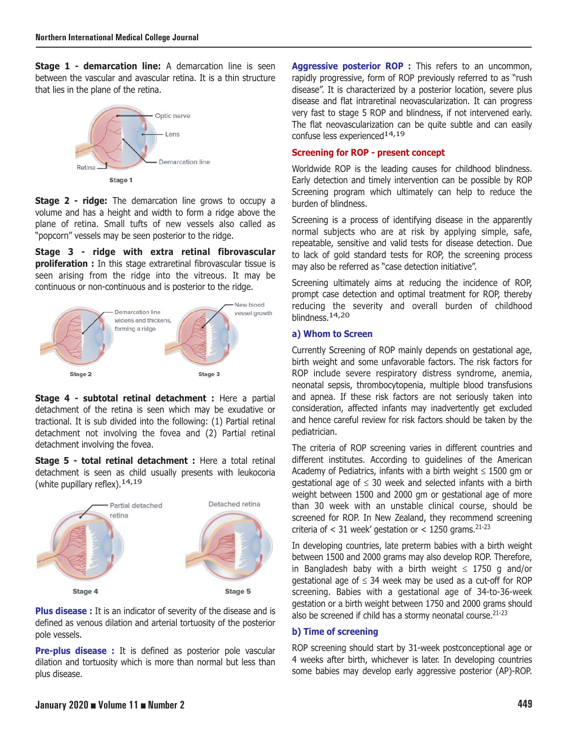**Stage 1 - demarcation line:** A demarcation line is seen between the vascular and avascular retina. It is a thin structure that lies in the plane of the retina.

Stage 1

**Stage 2 - ridge:** The demarcation line grows to occupy a volume and has a height and width to form a ridge above the plane of retina. Small tufts of new vessels also called as "popcorn" vessels may be seen posterior to the ridge.

**Stage 3 - ridge with extra retinal fibrovascular proliferation :** In this stage extraretinal fibrovascular tissue is seen arising from the ridge into the vitreous. It may be continuous or non-continuous and is posterior to the ridge.

Stage 2 Stage 3

**Stage 4 - subtotal retinal detachment :** Here a partial detachment of the retina is seen which may be exudative or tractional. It is sub divided into the following: (1) Partial retinal detachment not involving the fovea and (2) Partial retinal detachment involving the fovea.

**Stage 5 - total retinal detachment :** Here a total retinal detachment is seen as child usually presents with leukocoria (white pupillary reflex).[14,19]

Stage 4 Stage 5

**Plus disease :** It is an indicator of severity of the disease and is defined as venous dilation and arterial tortuosity of the posterior pole vessels.

**Pre-plus disease :** It is defined as posterior pole vascular dilation and tortuosity which is more than normal but less than plus disease.

**Aggressive posterior ROP :** This refers to an uncommon, rapidly progressive, form of ROP previously referred to as "rush disease". It is characterized by a posterior location, severe plus disease and flat intraretinal neovascularization. It can progress very fast to stage 5 ROP and blindness, if not intervened early. The flat neovascularization can be quite subtle and can easily confuse less experienced[14,19]

## Screening for ROP - present concept

Worldwide ROP is the leading causes for childhood blindness. Early detection and timely intervention can be possible by ROP Screening program which ultimately can help to reduce the burden of blindness.

Screening is a process of identifying disease in the apparently normal subjects who are at risk by applying simple, safe, repeatable, sensitive and valid tests for disease detection. Due to lack of gold standard tests for ROP, the screening process may also be referred as "case detection initiative".

Screening ultimately aims at reducing the incidence of ROP, prompt case detection and optimal treatment for ROP, thereby reducing the severity and overall burden of childhood blindness.[14,20]

### a) Whom to Screen

Currently Screening of ROP mainly depends on gestational age, birth weight and some unfavorable factors. The risk factors for ROP include severe respiratory distress syndrome, anemia, neonatal sepsis, thrombocytopenia, multiple blood transfusions and apnea. If these risk factors are not seriously taken into consideration, affected infants may inadvertently get excluded and hence careful review for risk factors should be taken by the pediatrician.

The criteria of ROP screening varies in different countries and different institutes. According to guidelines of the American Academy of Pediatrics, infants with a birth weight ≤ 1500 gm or gestational age of ≤ 30 week and selected infants with a birth weight between 1500 and 2000 gm or gestational age of more than 30 week with an unstable clinical course, should be screened for ROP. In New Zealand, they recommend screening criteria of < 31 week' gestation or < 1250 grams.[21-23]

In developing countries, late preterm babies with a birth weight between 1500 and 2000 grams may also develop ROP. Therefore, in Bangladesh baby with a birth weight ≤ 1750 g and/or gestational age of ≤ 34 week may be used as a cut-off for ROP screening. Babies with a gestational age of 34-to-36-week gestation or a birth weight between 1750 and 2000 grams should also be screened if child has a stormy neonatal course.[21-23]

### b) Time of screening

ROP screening should start by 31-week postconceptional age or 4 weeks after birth, whichever is later. In developing countries some babies may develop early aggressive posterior (AP)-ROP.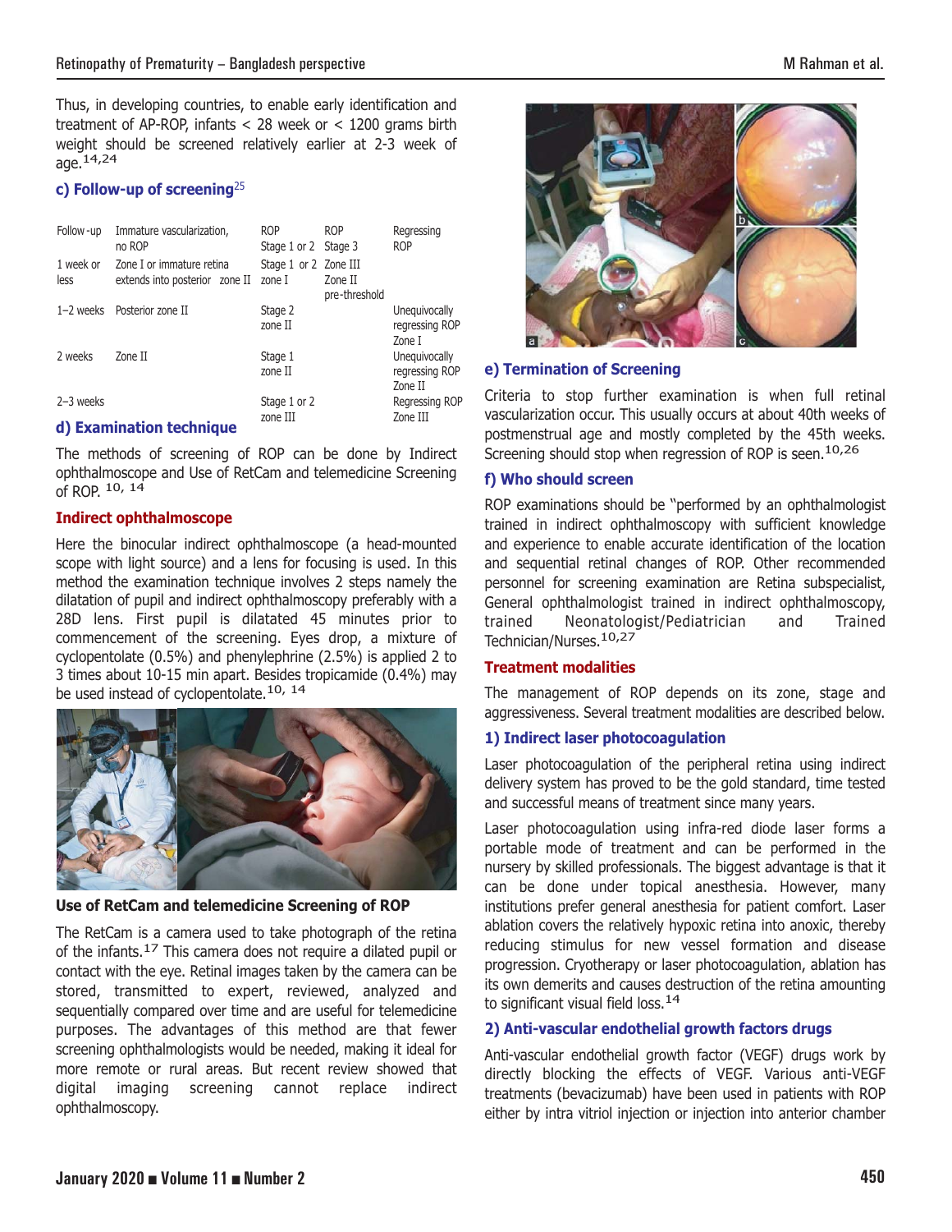Thus, in developing countries, to enable early identification and treatment of AP-ROP, infants < 28 week or < 1200 grams birth weight should be screened relatively earlier at 2-3 week of age.[14,24]

### c) Follow-up of screening[25]

| Follow -up | Immature vascularization, no ROP | ROP Stage 1 or 2 | ROP Stage 3 | Regressing ROP |
|---|---|---|---|---|
| 1 week or less | Zone I or immature retina extends into posterior zone II | Stage 1 or 2 zone I | Zone III Zone II pre-threshold | |
| 1–2 weeks | Posterior zone II | Stage 2 zone II | | Unequivocally regressing ROP Zone I |
| 2 weeks | Zone II | Stage 1 zone II | | Unequivocally regressing ROP Zone II |
| 2–3 weeks | | Stage 1 or 2 zone III | | Regressing ROP Zone III |

### d) Examination technique

The methods of screening of ROP can be done by Indirect ophthalmoscope and Use of RetCam and telemedicine Screening of ROP. [10, 14]

### Indirect ophthalmoscope

Here the binocular indirect ophthalmoscope (a head-mounted scope with light source) and a lens for focusing is used. In this method the examination technique involves 2 steps namely the dilatation of pupil and indirect ophthalmoscopy preferably with a 28D lens. First pupil is dilatated 45 minutes prior to commencement of the screening. Eyes drop, a mixture of cyclopentolate (0.5%) and phenylephrine (2.5%) is applied 2 to 3 times about 10-15 min apart. Besides tropicamide (0.4%) may be used instead of cyclopentolate.[10, 14]

### Use of RetCam and telemedicine Screening of ROP

The RetCam is a camera used to take photograph of the retina of the infants.[17] This camera does not require a dilated pupil or contact with the eye. Retinal images taken by the camera can be stored, transmitted to expert, reviewed, analyzed and sequentially compared over time and are useful for telemedicine purposes. The advantages of this method are that fewer screening ophthalmologists would be needed, making it ideal for more remote or rural areas. But recent review showed that digital imaging screening cannot replace indirect ophthalmoscopy.

### e) Termination of Screening

Criteria to stop further examination is when full retinal vascularization occur. This usually occurs at about 40th weeks of postmenstrual age and mostly completed by the 45th weeks. Screening should stop when regression of ROP is seen.[10,26]

### f) Who should screen

ROP examinations should be "performed by an ophthalmologist trained in indirect ophthalmoscopy with sufficient knowledge and experience to enable accurate identification of the location and sequential retinal changes of ROP. Other recommended personnel for screening examination are Retina subspecialist, General ophthalmologist trained in indirect ophthalmoscopy, trained Neonatologist/Pediatrician and Trained Technician/Nurses.[10,27]

## Treatment modalities

The management of ROP depends on its zone, stage and aggressiveness. Several treatment modalities are described below.

### 1) Indirect laser photocoagulation

Laser photocoagulation of the peripheral retina using indirect delivery system has proved to be the gold standard, time tested and successful means of treatment since many years.

Laser photocoagulation using infra-red diode laser forms a portable mode of treatment and can be performed in the nursery by skilled professionals. The biggest advantage is that it can be done under topical anesthesia. However, many institutions prefer general anesthesia for patient comfort. Laser ablation covers the relatively hypoxic retina into anoxic, thereby reducing stimulus for new vessel formation and disease progression. Cryotherapy or laser photocoagulation, ablation has its own demerits and causes destruction of the retina amounting to significant visual field loss.[14]

### 2) Anti-vascular endothelial growth factors drugs

Anti-vascular endothelial growth factor (VEGF) drugs work by directly blocking the effects of VEGF. Various anti-VEGF treatments (bevacizumab) have been used in patients with ROP either by intra vitriol injection or injection into anterior chamber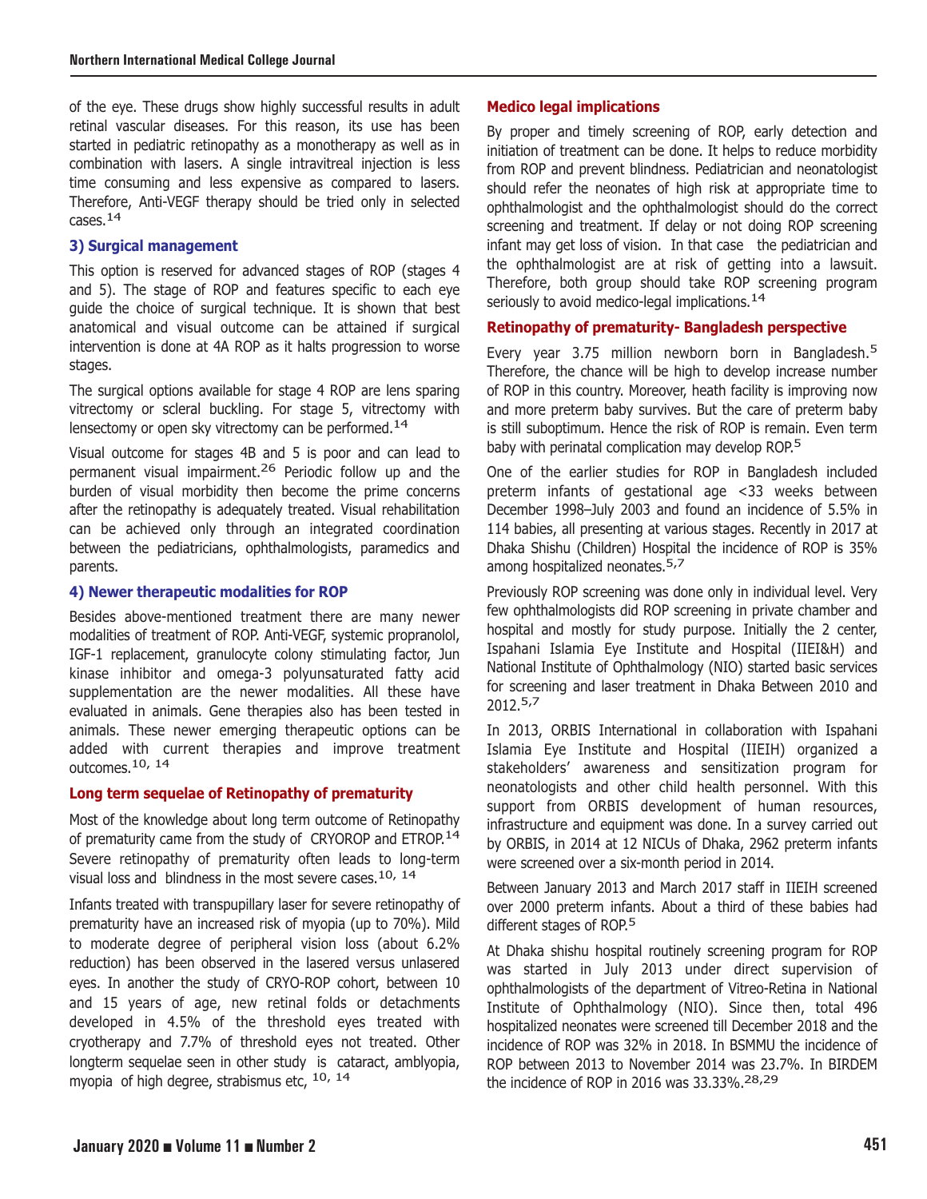of the eye. These drugs show highly successful results in adult retinal vascular diseases. For this reason, its use has been started in pediatric retinopathy as a monotherapy as well as in combination with lasers. A single intravitreal injection is less time consuming and less expensive as compared to lasers. Therefore, Anti-VEGF therapy should be tried only in selected cases.[14]

### 3) Surgical management

This option is reserved for advanced stages of ROP (stages 4 and 5). The stage of ROP and features specific to each eye guide the choice of surgical technique. It is shown that best anatomical and visual outcome can be attained if surgical intervention is done at 4A ROP as it halts progression to worse stages.

The surgical options available for stage 4 ROP are lens sparing vitrectomy or scleral buckling. For stage 5, vitrectomy with lensectomy or open sky vitrectomy can be performed.[14]

Visual outcome for stages 4B and 5 is poor and can lead to permanent visual impairment.[26] Periodic follow up and the burden of visual morbidity then become the prime concerns after the retinopathy is adequately treated. Visual rehabilitation can be achieved only through an integrated coordination between the pediatricians, ophthalmologists, paramedics and parents.

### 4) Newer therapeutic modalities for ROP

Besides above-mentioned treatment there are many newer modalities of treatment of ROP. Anti-VEGF, systemic propranolol, IGF-1 replacement, granulocyte colony stimulating factor, Jun kinase inhibitor and omega-3 polyunsaturated fatty acid supplementation are the newer modalities. All these have evaluated in animals. Gene therapies also has been tested in animals. These newer emerging therapeutic options can be added with current therapies and improve treatment outcomes.[10, 14]

## Long term sequelae of Retinopathy of prematurity

Most of the knowledge about long term outcome of Retinopathy of prematurity came from the study of CRYOROP and ETROP.[14] Severe retinopathy of prematurity often leads to long-term visual loss and blindness in the most severe cases.[10, 14]

Infants treated with transpupillary laser for severe retinopathy of prematurity have an increased risk of myopia (up to 70%). Mild to moderate degree of peripheral vision loss (about 6.2% reduction) has been observed in the lasered versus unlasered eyes. In another the study of CRYO-ROP cohort, between 10 and 15 years of age, new retinal folds or detachments developed in 4.5% of the threshold eyes treated with cryotherapy and 7.7% of threshold eyes not treated. Other longterm sequelae seen in other study is cataract, amblyopia, myopia of high degree, strabismus etc, [10, 14]

## Medico legal implications

By proper and timely screening of ROP, early detection and initiation of treatment can be done. It helps to reduce morbidity from ROP and prevent blindness. Pediatrician and neonatologist should refer the neonates of high risk at appropriate time to ophthalmologist and the ophthalmologist should do the correct screening and treatment. If delay or not doing ROP screening infant may get loss of vision. In that case the pediatrician and the ophthalmologist are at risk of getting into a lawsuit. Therefore, both group should take ROP screening program seriously to avoid medico-legal implications.[14]

## Retinopathy of prematurity- Bangladesh perspective

Every year 3.75 million newborn born in Bangladesh.[5] Therefore, the chance will be high to develop increase number of ROP in this country. Moreover, heath facility is improving now and more preterm baby survives. But the care of preterm baby is still suboptimum. Hence the risk of ROP is remain. Even term baby with perinatal complication may develop ROP.[5]

One of the earlier studies for ROP in Bangladesh included preterm infants of gestational age <33 weeks between December 1998–July 2003 and found an incidence of 5.5% in 114 babies, all presenting at various stages. Recently in 2017 at Dhaka Shishu (Children) Hospital the incidence of ROP is 35% among hospitalized neonates.[5,7]

Previously ROP screening was done only in individual level. Very few ophthalmologists did ROP screening in private chamber and hospital and mostly for study purpose. Initially the 2 center, Ispahani Islamia Eye Institute and Hospital (IIEI&H) and National Institute of Ophthalmology (NIO) started basic services for screening and laser treatment in Dhaka Between 2010 and 2012.[5,7]

In 2013, ORBIS International in collaboration with Ispahani Islamia Eye Institute and Hospital (IIEIH) organized a stakeholders' awareness and sensitization program for neonatologists and other child health personnel. With this support from ORBIS development of human resources, infrastructure and equipment was done. In a survey carried out by ORBIS, in 2014 at 12 NICUs of Dhaka, 2962 preterm infants were screened over a six-month period in 2014.

Between January 2013 and March 2017 staff in IIEIH screened over 2000 preterm infants. About a third of these babies had different stages of ROP.[5]

At Dhaka shishu hospital routinely screening program for ROP was started in July 2013 under direct supervision of ophthalmologists of the department of Vitreo-Retina in National Institute of Ophthalmology (NIO). Since then, total 496 hospitalized neonates were screened till December 2018 and the incidence of ROP was 32% in 2018. In BSMMU the incidence of ROP between 2013 to November 2014 was 23.7%. In BIRDEM the incidence of ROP in 2016 was 33.33%.[28,29]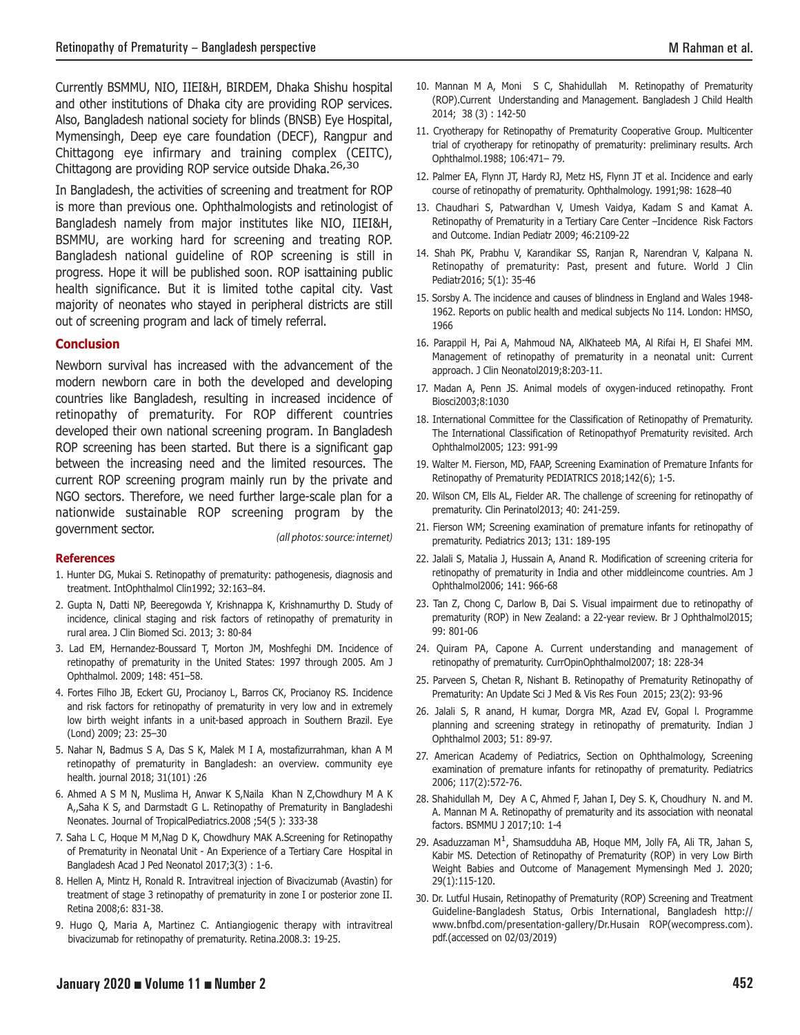Currently BSMMU, NIO, IIEI&H, BIRDEM, Dhaka Shishu hospital and other institutions of Dhaka city are providing ROP services. Also, Bangladesh national society for blinds (BNSB) Eye Hospital, Mymensingh, Deep eye care foundation (DECF), Rangpur and Chittagong eye infirmary and training complex (CEITC), Chittagong are providing ROP service outside Dhaka.[26,30]

In Bangladesh, the activities of screening and treatment for ROP is more than previous one. Ophthalmologists and retinologist of Bangladesh namely from major institutes like NIO, IIEI&H, BSMMU, are working hard for screening and treating ROP. Bangladesh national guideline of ROP screening is still in progress. Hope it will be published soon. ROP isattaining public health significance. But it is limited tothe capital city. Vast majority of neonates who stayed in peripheral districts are still out of screening program and lack of timely referral.

## Conclusion

Newborn survival has increased with the advancement of the modern newborn care in both the developed and developing countries like Bangladesh, resulting in increased incidence of retinopathy of prematurity. For ROP different countries developed their own national screening program. In Bangladesh ROP screening has been started. But there is a significant gap between the increasing need and the limited resources. The current ROP screening program mainly run by the private and NGO sectors. Therefore, we need further large-scale plan for a nationwide sustainable ROP screening program by the government sector.

*(all photos: source: internet)*

## References

1. Hunter DG, Mukai S. Retinopathy of prematurity: pathogenesis, diagnosis and treatment. IntOphthalmol Clin1992; 32:163–84.
2. Gupta N, Datti NP, Beeregowda Y, Krishnappa K, Krishnamurthy D. Study of incidence, clinical staging and risk factors of retinopathy of prematurity in rural area. J Clin Biomed Sci. 2013; 3: 80-84
3. Lad EM, Hernandez-Boussard T, Morton JM, Moshfeghi DM. Incidence of retinopathy of prematurity in the United States: 1997 through 2005. Am J Ophthalmol. 2009; 148: 451–58.
4. Fortes Filho JB, Eckert GU, Procianoy L, Barros CK, Procianoy RS. Incidence and risk factors for retinopathy of prematurity in very low and in extremely low birth weight infants in a unit-based approach in Southern Brazil. Eye (Lond) 2009; 23: 25–30
5. Nahar N, Badmus S A, Das S K, Malek M I A, mostafizurrahman, khan A M retinopathy of prematurity in Bangladesh: an overview. community eye health. journal 2018; 31(101) :26
6. Ahmed A S M N, Muslima H, Anwar K S,Naila Khan N Z,Chowdhury M A K A,,Saha K S, and Darmstadt G L. Retinopathy of Prematurity in Bangladeshi Neonates. Journal of TropicalPediatrics.2008 ;54(5 ): 333-38
7. Saha L C, Hoque M M,Nag D K, Chowdhury MAK A.Screening for Retinopathy of Prematurity in Neonatal Unit - An Experience of a Tertiary Care Hospital in Bangladesh Acad J Ped Neonatol 2017;3(3) : 1-6.
8. Hellen A, Mintz H, Ronald R. Intravitreal injection of Bivacizumab (Avastin) for treatment of stage 3 retinopathy of prematurity in zone I or posterior zone II. Retina 2008;6: 831-38.
9. Hugo Q, Maria A, Martinez C. Antiangiogenic therapy with intravitreal bivacizumab for retinopathy of prematurity. Retina.2008.3: 19-25.
10. Mannan M A, Moni S C, Shahidullah M. Retinopathy of Prematurity (ROP).Current Understanding and Management. Bangladesh J Child Health 2014; 38 (3) : 142-50
11. Cryotherapy for Retinopathy of Prematurity Cooperative Group. Multicenter trial of cryotherapy for retinopathy of prematurity: preliminary results. Arch Ophthalmol.1988; 106:471– 79.
12. Palmer EA, Flynn JT, Hardy RJ, Metz HS, Flynn JT et al. Incidence and early course of retinopathy of prematurity. Ophthalmology. 1991;98: 1628–40
13. Chaudhari S, Patwardhan V, Umesh Vaidya, Kadam S and Kamat A. Retinopathy of Prematurity in a Tertiary Care Center –Incidence Risk Factors and Outcome. Indian Pediatr 2009; 46:2109-22
14. Shah PK, Prabhu V, Karandikar SS, Ranjan R, Narendran V, Kalpana N. Retinopathy of prematurity: Past, present and future. World J Clin Pediatr2016; 5(1): 35-46
15. Sorsby A. The incidence and causes of blindness in England and Wales 1948-1962. Reports on public health and medical subjects No 114. London: HMSO, 1966
16. Parappil H, Pai A, Mahmoud NA, AlKhateeb MA, Al Rifai H, El Shafei MM. Management of retinopathy of prematurity in a neonatal unit: Current approach. J Clin Neonatol2019;8:203-11.
17. Madan A, Penn JS. Animal models of oxygen-induced retinopathy. Front Biosci2003;8:1030
18. International Committee for the Classification of Retinopathy of Prematurity. The International Classification of Retinopathyof Prematurity revisited. Arch Ophthalmol2005; 123: 991-99
19. Walter M. Fierson, MD, FAAP, Screening Examination of Premature Infants for Retinopathy of Prematurity PEDIATRICS 2018;142(6); 1-5.
20. Wilson CM, Ells AL, Fielder AR. The challenge of screening for retinopathy of prematurity. Clin Perinatol2013; 40: 241-259.
21. Fierson WM; Screening examination of premature infants for retinopathy of prematurity. Pediatrics 2013; 131: 189-195
22. Jalali S, Matalia J, Hussain A, Anand R. Modification of screening criteria for retinopathy of prematurity in India and other middleincome countries. Am J Ophthalmol2006; 141: 966-68
23. Tan Z, Chong C, Darlow B, Dai S. Visual impairment due to retinopathy of prematurity (ROP) in New Zealand: a 22-year review. Br J Ophthalmol2015; 99: 801-06
24. Quiram PA, Capone A. Current understanding and management of retinopathy of prematurity. CurrOpinOphthalmol2007; 18: 228-34
25. Parveen S, Chetan R, Nishant B. Retinopathy of Prematurity Retinopathy of Prematurity: An Update Sci J Med & Vis Res Foun 2015; 23(2): 93-96
26. Jalali S, R anand, H kumar, Dorgra MR, Azad EV, Gopal l. Programme planning and screening strategy in retinopathy of prematurity. Indian J Ophthalmol 2003; 51: 89-97.
27. American Academy of Pediatrics, Section on Ophthalmology, Screening examination of premature infants for retinopathy of prematurity. Pediatrics 2006; 117(2):572-76.
28. Shahidullah M, Dey A C, Ahmed F, Jahan I, Dey S. K, Choudhury N. and M. A. Mannan M A. Retinopathy of prematurity and its association with neonatal factors. BSMMU J 2017;10: 1-4
29. Asaduzzaman M[1], Shamsudduha AB, Hoque MM, Jolly FA, Ali TR, Jahan S, Kabir MS. Detection of Retinopathy of Prematurity (ROP) in very Low Birth Weight Babies and Outcome of Management Mymensingh Med J. 2020; 29(1):115-120.
30. Dr. Lutful Husain, Retinopathy of Prematurity (ROP) Screening and Treatment Guideline-Bangladesh Status, Orbis International, Bangladesh http://www.bnfbd.com/presentation-gallery/Dr.Husain ROP(wecompress.com).pdf.(accessed on 02/03/2019)